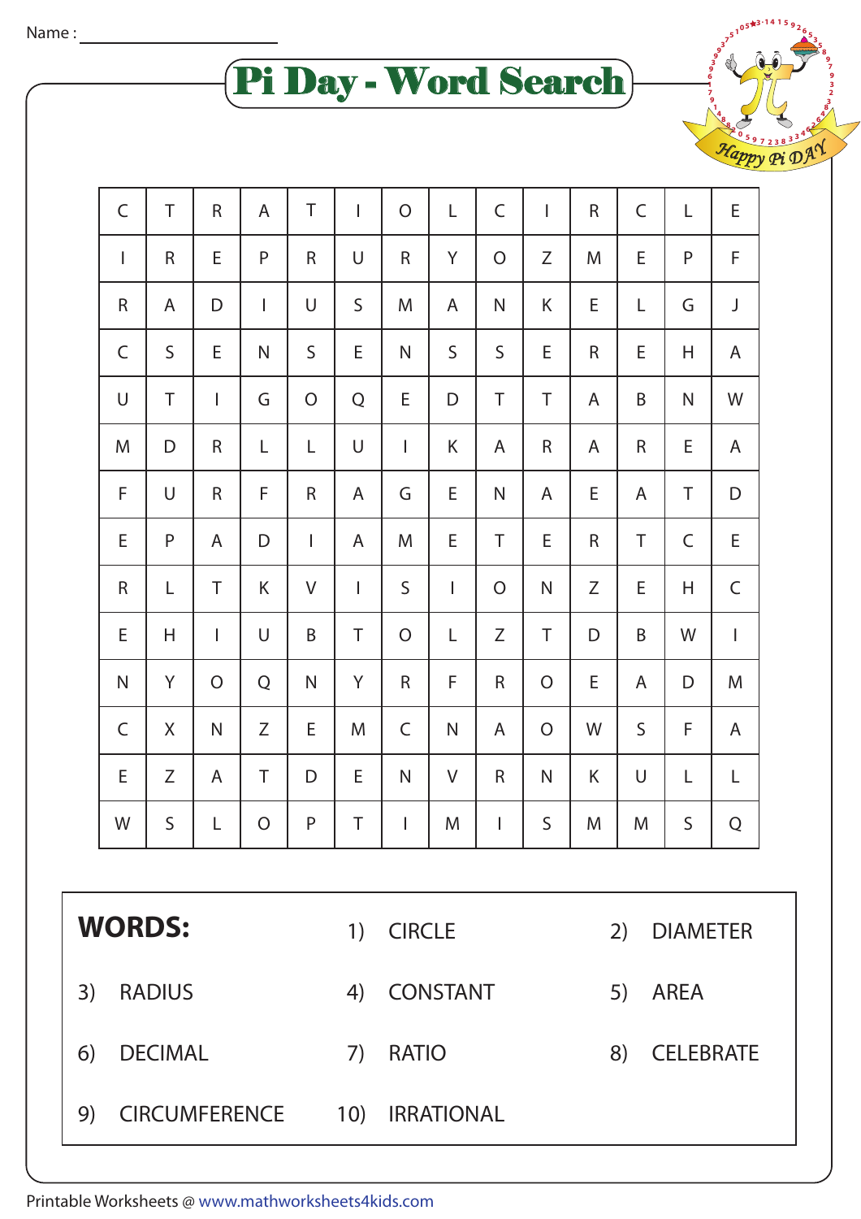Name : ____________________

# Pi Day - Word Search

| | | | | | | | | | | | | | |
|---|---|---|---|---|---|---|---|---|---|---|---|---|---|
| C | T | R | A | T | I | O | L | C | I | R | C | L | E |
| I | R | E | P | R | U | R | Y | O | Z | M | E | P | F |
| R | A | D | I | U | S | M | A | N | K | E | L | G | J |
| C | S | E | N | S | E | N | S | S | E | R | E | H | A |
| U | T | I | G | O | Q | E | D | T | T | A | B | N | W |
| M | D | R | L | L | U | I | K | A | R | A | R | E | A |
| F | U | R | F | R | A | G | E | N | A | E | A | T | D |
| E | P | A | D | I | A | M | E | T | E | R | T | C | E |
| R | L | T | K | V | I | S | I | O | N | Z | E | H | C |
| E | H | I | U | B | T | O | L | Z | T | D | B | W | I |
| N | Y | O | Q | N | Y | R | F | R | O | E | A | D | M |
| C | X | N | Z | E | M | C | N | A | O | W | S | F | A |
| E | Z | A | T | D | E | N | V | R | N | K | U | L | L |
| W | S | L | O | P | T | I | M | I | S | M | M | S | Q |

**WORDS:**

1) CIRCLE
2) DIAMETER
3) RADIUS
4) CONSTANT
5) AREA
6) DECIMAL
7) RATIO
8) CELEBRATE
9) CIRCUMFERENCE
10) IRRATIONAL

Printable Worksheets @ www.mathworksheets4kids.com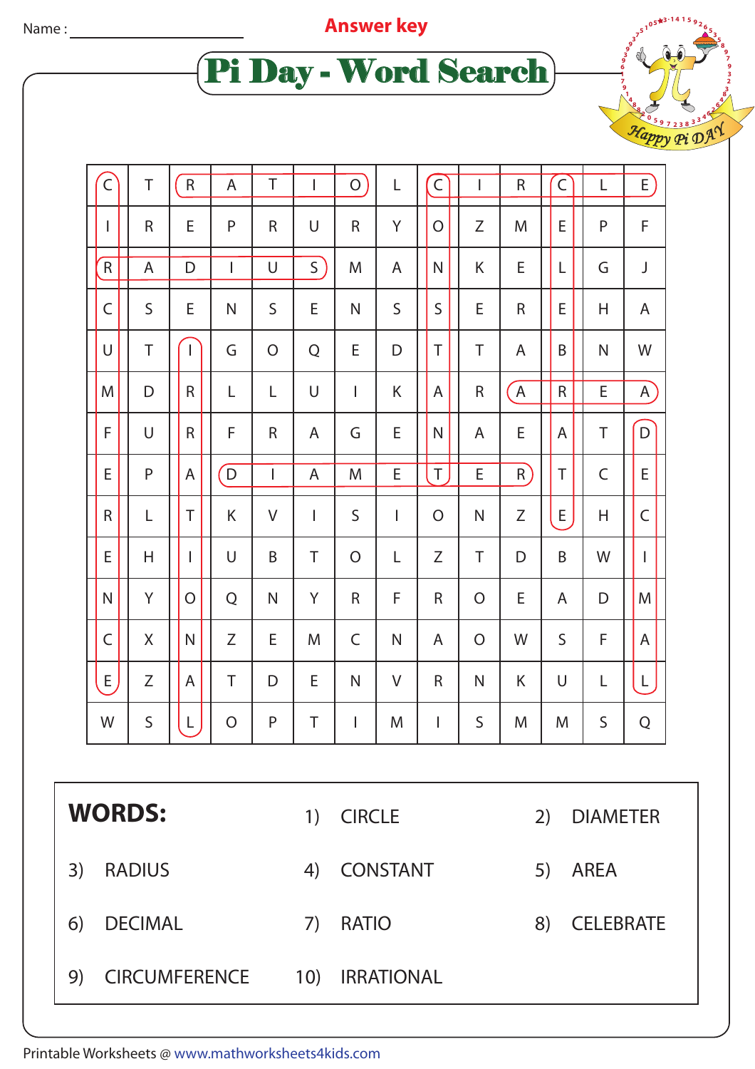Name : ____________________

**Answer key**

# Pi Day - Word Search

| | | | | | | | | | | | | | |
|---|---|---|---|---|---|---|---|---|---|---|---|---|---|
| C | T | R | A | T | I | O | L | C | I | R | C | L | E |
| I | R | E | P | R | U | R | Y | O | Z | M | E | P | F |
| R | A | D | I | U | S | M | A | N | K | E | L | G | J |
| C | S | E | N | S | E | N | S | S | E | R | E | H | A |
| U | T | I | G | O | Q | E | D | T | T | A | B | N | W |
| M | D | R | L | L | U | I | K | A | R | A | R | E | A |
| F | U | R | F | R | A | G | E | N | A | E | A | T | D |
| E | P | A | D | I | A | M | E | T | E | R | T | C | E |
| R | L | T | K | V | I | S | I | O | N | Z | E | H | C |
| E | H | I | U | B | T | O | L | Z | T | D | B | W | I |
| N | Y | O | Q | N | Y | R | F | R | O | E | A | D | M |
| C | X | N | Z | E | M | C | N | A | O | W | S | F | A |
| E | Z | A | T | D | E | N | V | R | N | K | U | L | L |
| W | S | L | O | P | T | I | M | I | S | M | M | S | Q |

**WORDS:**

1) CIRCLE
2) DIAMETER
3) RADIUS
4) CONSTANT
5) AREA
6) DECIMAL
7) RATIO
8) CELEBRATE
9) CIRCUMFERENCE
10) IRRATIONAL

Printable Worksheets @ www.mathworksheets4kids.com